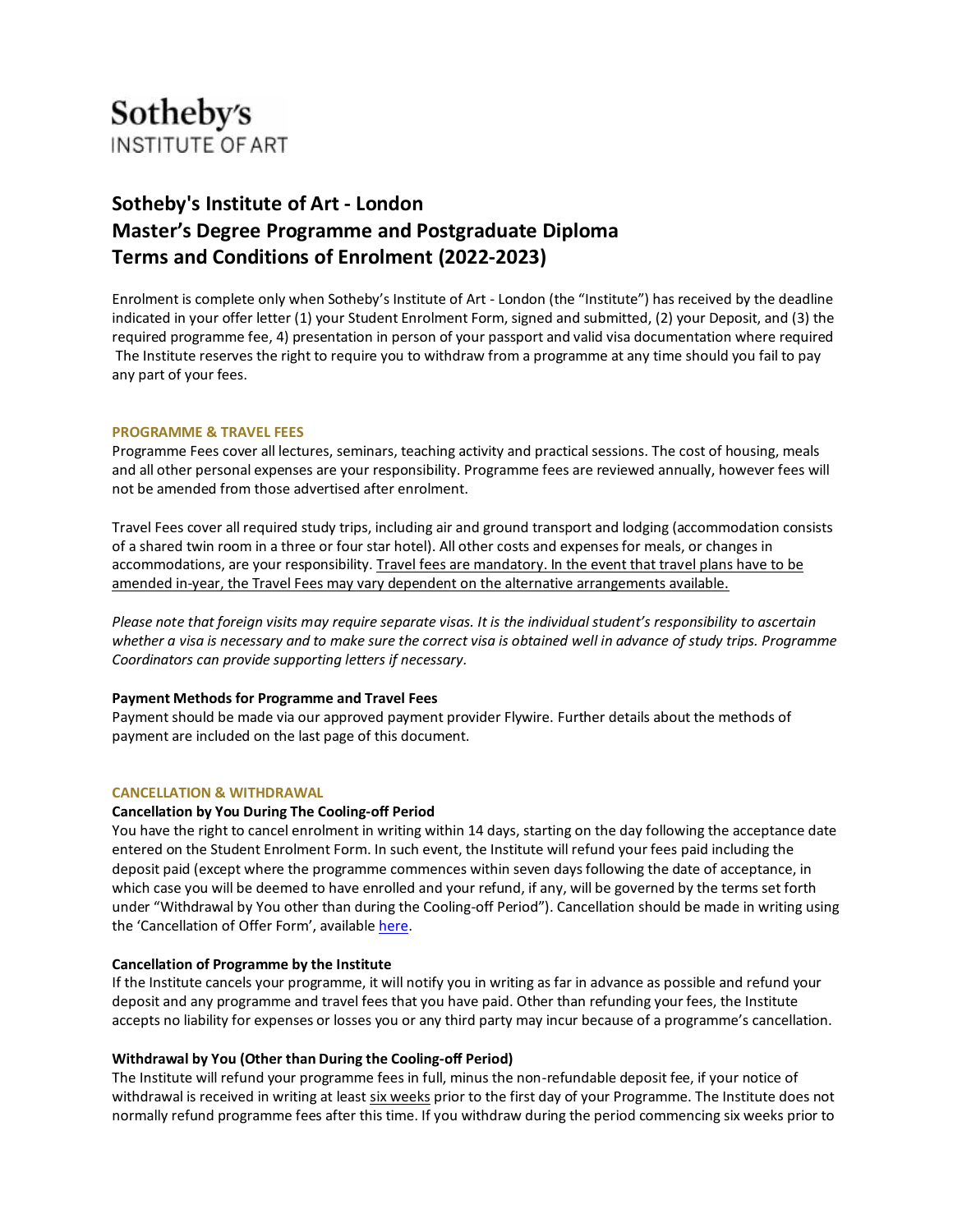Sotheby's
INSTITUTE OF ART

# Sotheby's Institute of Art - London
# Master's Degree Programme and Postgraduate Diploma
# Terms and Conditions of Enrolment (2022-2023)

Enrolment is complete only when Sotheby's Institute of Art - London (the "Institute") has received by the deadline indicated in your offer letter (1) your Student Enrolment Form, signed and submitted, (2) your Deposit, and (3) the required programme fee, 4) presentation in person of your passport and valid visa documentation where required The Institute reserves the right to require you to withdraw from a programme at any time should you fail to pay any part of your fees.

## PROGRAMME & TRAVEL FEES

Programme Fees cover all lectures, seminars, teaching activity and practical sessions. The cost of housing, meals and all other personal expenses are your responsibility. Programme fees are reviewed annually, however fees will not be amended from those advertised after enrolment.

Travel Fees cover all required study trips, including air and ground transport and lodging (accommodation consists of a shared twin room in a three or four star hotel). All other costs and expenses for meals, or changes in accommodations, are your responsibility. <u>Travel fees are mandatory. In the event that travel plans have to be amended in-year, the Travel Fees may vary dependent on the alternative arrangements available.</u>

*Please note that foreign visits may require separate visas. It is the individual student's responsibility to ascertain whether a visa is necessary and to make sure the correct visa is obtained well in advance of study trips. Programme Coordinators can provide supporting letters if necessary.*

### Payment Methods for Programme and Travel Fees

Payment should be made via our approved payment provider Flywire. Further details about the methods of payment are included on the last page of this document.

## CANCELLATION & WITHDRAWAL

### Cancellation by You During The Cooling-off Period

You have the right to cancel enrolment in writing within 14 days, starting on the day following the acceptance date entered on the Student Enrolment Form. In such event, the Institute will refund your fees paid including the deposit paid (except where the programme commences within seven days following the date of acceptance, in which case you will be deemed to have enrolled and your refund, if any, will be governed by the terms set forth under "Withdrawal by You other than during the Cooling-off Period"). Cancellation should be made in writing using the 'Cancellation of Offer Form', available here.

### Cancellation of Programme by the Institute

If the Institute cancels your programme, it will notify you in writing as far in advance as possible and refund your deposit and any programme and travel fees that you have paid. Other than refunding your fees, the Institute accepts no liability for expenses or losses you or any third party may incur because of a programme's cancellation.

### Withdrawal by You (Other than During the Cooling-off Period)

The Institute will refund your programme fees in full, minus the non-refundable deposit fee, if your notice of withdrawal is received in writing at least <u>six weeks</u> prior to the first day of your Programme. The Institute does not normally refund programme fees after this time. If you withdraw during the period commencing six weeks prior to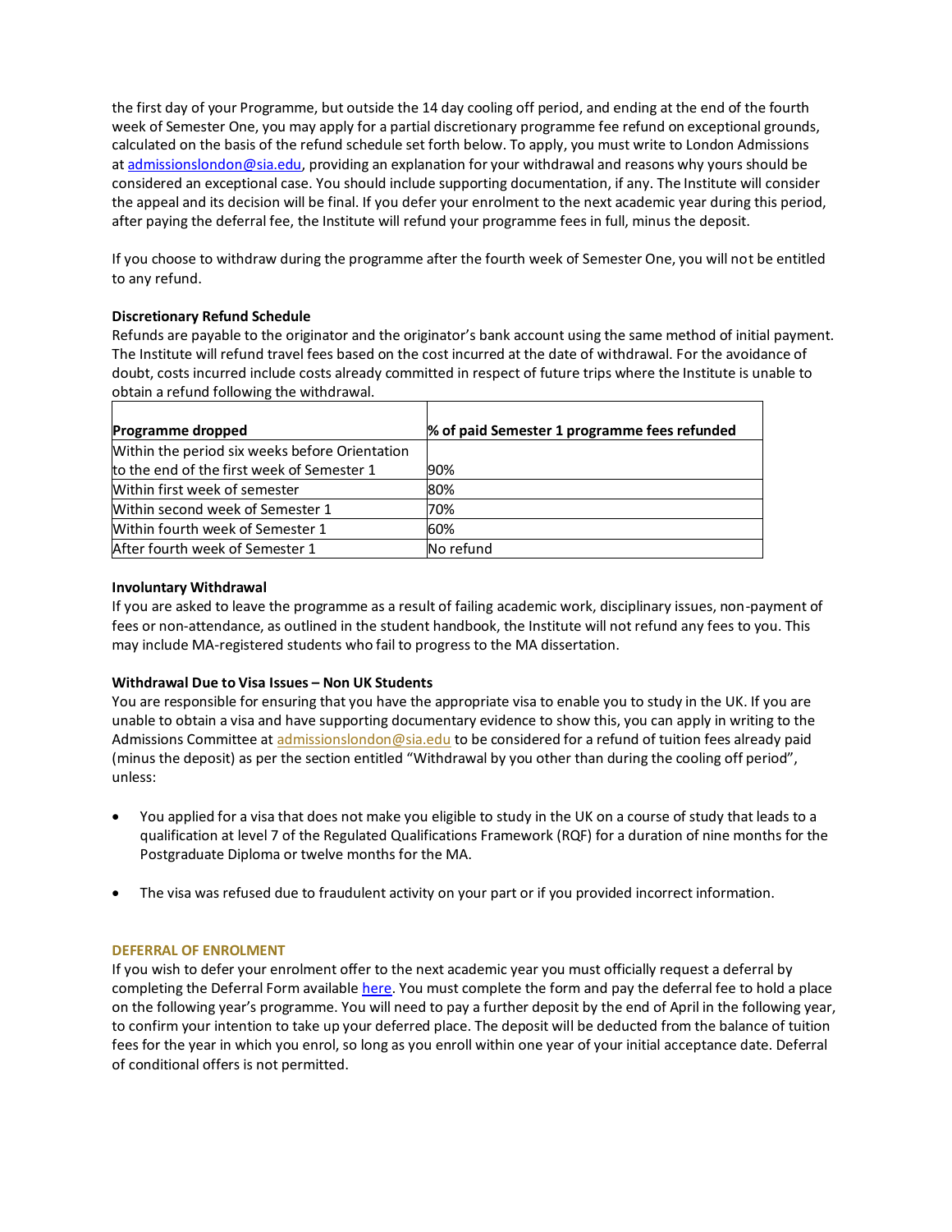the first day of your Programme, but outside the 14 day cooling off period, and ending at the end of the fourth week of Semester One, you may apply for a partial discretionary programme fee refund on exceptional grounds, calculated on the basis of the refund schedule set forth below. To apply, you must write to London Admissions at admissionslondon@sia.edu, providing an explanation for your withdrawal and reasons why yours should be considered an exceptional case. You should include supporting documentation, if any. The Institute will consider the appeal and its decision will be final. If you defer your enrolment to the next academic year during this period, after paying the deferral fee, the Institute will refund your programme fees in full, minus the deposit.

If you choose to withdraw during the programme after the fourth week of Semester One, you will not be entitled to any refund.

**Discretionary Refund Schedule**

Refunds are payable to the originator and the originator's bank account using the same method of initial payment. The Institute will refund travel fees based on the cost incurred at the date of withdrawal. For the avoidance of doubt, costs incurred include costs already committed in respect of future trips where the Institute is unable to obtain a refund following the withdrawal.

| **Programme dropped** | **% of paid Semester 1 programme fees refunded** |
|---|---|
| Within the period six weeks before Orientation to the end of the first week of Semester 1 | 90% |
| Within first week of semester | 80% |
| Within second week of Semester 1 | 70% |
| Within fourth week of Semester 1 | 60% |
| After fourth week of Semester 1 | No refund |

**Involuntary Withdrawal**

If you are asked to leave the programme as a result of failing academic work, disciplinary issues, non-payment of fees or non-attendance, as outlined in the student handbook, the Institute will not refund any fees to you. This may include MA-registered students who fail to progress to the MA dissertation.

**Withdrawal Due to Visa Issues – Non UK Students**

You are responsible for ensuring that you have the appropriate visa to enable you to study in the UK. If you are unable to obtain a visa and have supporting documentary evidence to show this, you can apply in writing to the Admissions Committee at admissionslondon@sia.edu to be considered for a refund of tuition fees already paid (minus the deposit) as per the section entitled "Withdrawal by you other than during the cooling off period", unless:

- You applied for a visa that does not make you eligible to study in the UK on a course of study that leads to a qualification at level 7 of the Regulated Qualifications Framework (RQF) for a duration of nine months for the Postgraduate Diploma or twelve months for the MA.
- The visa was refused due to fraudulent activity on your part or if you provided incorrect information.

## DEFERRAL OF ENROLMENT

If you wish to defer your enrolment offer to the next academic year you must officially request a deferral by completing the Deferral Form available here. You must complete the form and pay the deferral fee to hold a place on the following year's programme. You will need to pay a further deposit by the end of April in the following year, to confirm your intention to take up your deferred place. The deposit will be deducted from the balance of tuition fees for the year in which you enrol, so long as you enroll within one year of your initial acceptance date. Deferral of conditional offers is not permitted.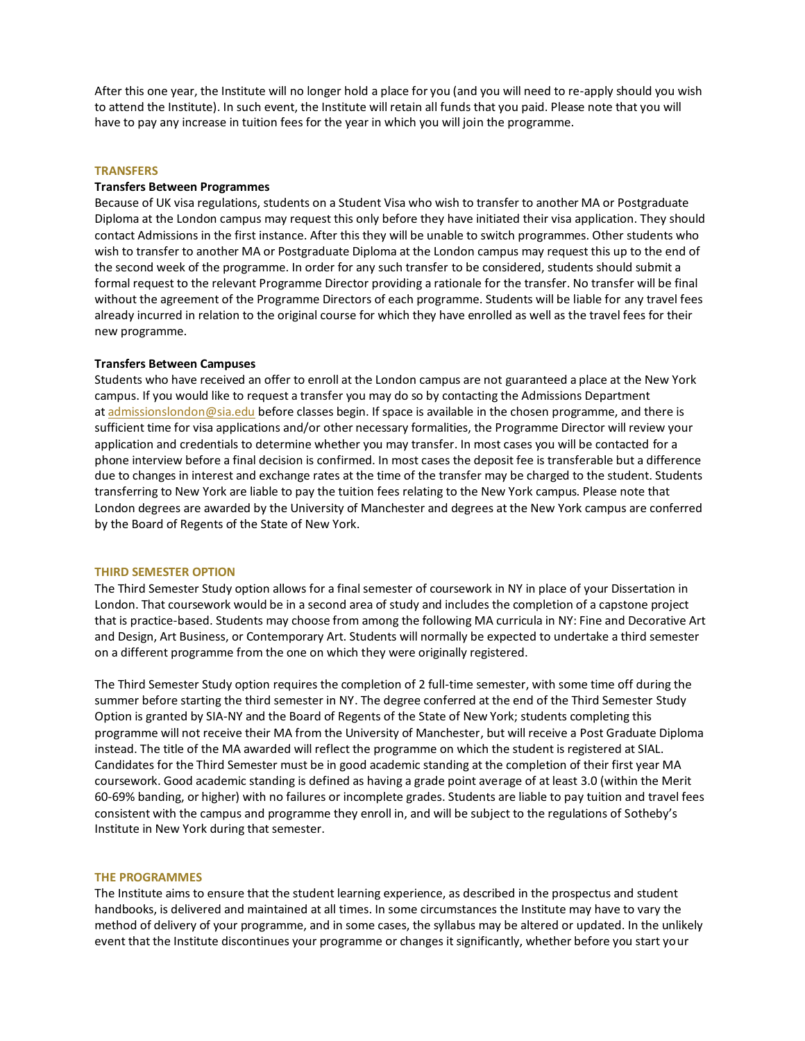After this one year, the Institute will no longer hold a place for you (and you will need to re-apply should you wish to attend the Institute). In such event, the Institute will retain all funds that you paid. Please note that you will have to pay any increase in tuition fees for the year in which you will join the programme.

## TRANSFERS

### Transfers Between Programmes

Because of UK visa regulations, students on a Student Visa who wish to transfer to another MA or Postgraduate Diploma at the London campus may request this only before they have initiated their visa application. They should contact Admissions in the first instance. After this they will be unable to switch programmes. Other students who wish to transfer to another MA or Postgraduate Diploma at the London campus may request this up to the end of the second week of the programme. In order for any such transfer to be considered, students should submit a formal request to the relevant Programme Director providing a rationale for the transfer. No transfer will be final without the agreement of the Programme Directors of each programme. Students will be liable for any travel fees already incurred in relation to the original course for which they have enrolled as well as the travel fees for their new programme.

### Transfers Between Campuses

Students who have received an offer to enroll at the London campus are not guaranteed a place at the New York campus. If you would like to request a transfer you may do so by contacting the Admissions Department at admissionslondon@sia.edu before classes begin. If space is available in the chosen programme, and there is sufficient time for visa applications and/or other necessary formalities, the Programme Director will review your application and credentials to determine whether you may transfer. In most cases you will be contacted for a phone interview before a final decision is confirmed. In most cases the deposit fee is transferable but a difference due to changes in interest and exchange rates at the time of the transfer may be charged to the student. Students transferring to New York are liable to pay the tuition fees relating to the New York campus. Please note that London degrees are awarded by the University of Manchester and degrees at the New York campus are conferred by the Board of Regents of the State of New York.

## THIRD SEMESTER OPTION

The Third Semester Study option allows for a final semester of coursework in NY in place of your Dissertation in London. That coursework would be in a second area of study and includes the completion of a capstone project that is practice-based. Students may choose from among the following MA curricula in NY: Fine and Decorative Art and Design, Art Business, or Contemporary Art. Students will normally be expected to undertake a third semester on a different programme from the one on which they were originally registered.

The Third Semester Study option requires the completion of 2 full-time semester, with some time off during the summer before starting the third semester in NY. The degree conferred at the end of the Third Semester Study Option is granted by SIA-NY and the Board of Regents of the State of New York; students completing this programme will not receive their MA from the University of Manchester, but will receive a Post Graduate Diploma instead. The title of the MA awarded will reflect the programme on which the student is registered at SIAL. Candidates for the Third Semester must be in good academic standing at the completion of their first year MA coursework. Good academic standing is defined as having a grade point average of at least 3.0 (within the Merit 60-69% banding, or higher) with no failures or incomplete grades. Students are liable to pay tuition and travel fees consistent with the campus and programme they enroll in, and will be subject to the regulations of Sotheby's Institute in New York during that semester.

## THE PROGRAMMES

The Institute aims to ensure that the student learning experience, as described in the prospectus and student handbooks, is delivered and maintained at all times. In some circumstances the Institute may have to vary the method of delivery of your programme, and in some cases, the syllabus may be altered or updated. In the unlikely event that the Institute discontinues your programme or changes it significantly, whether before you start your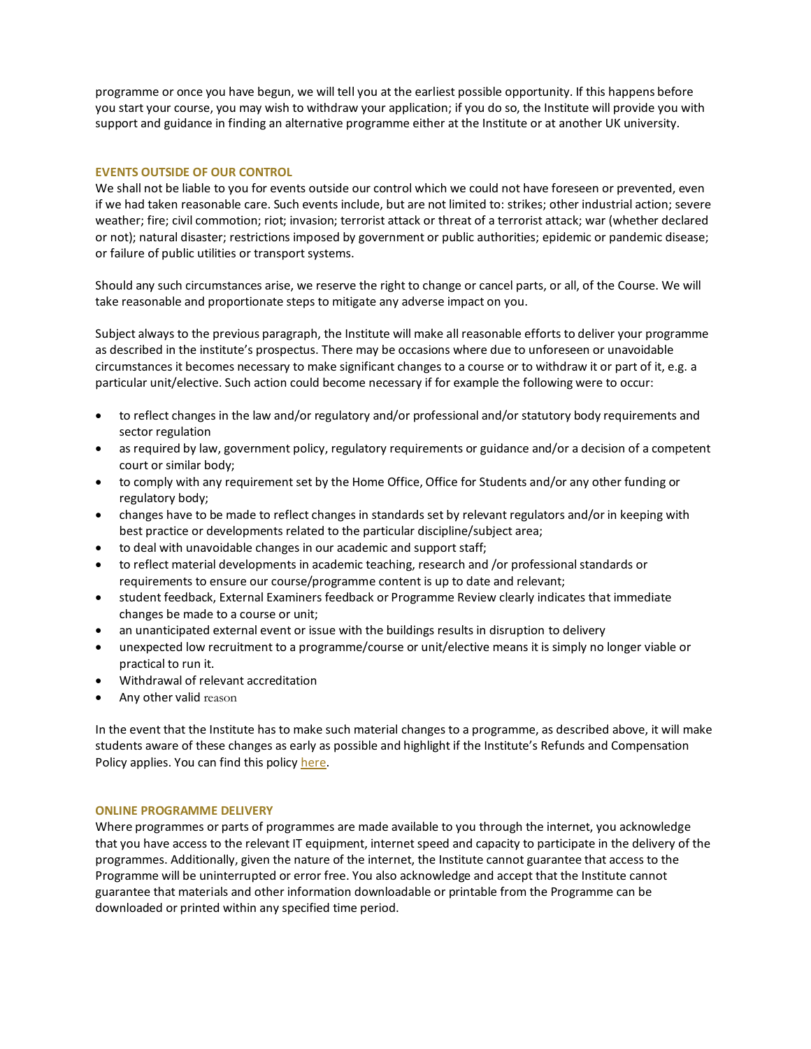programme or once you have begun, we will tell you at the earliest possible opportunity. If this happens before you start your course, you may wish to withdraw your application; if you do so, the Institute will provide you with support and guidance in finding an alternative programme either at the Institute or at another UK university.

## EVENTS OUTSIDE OF OUR CONTROL

We shall not be liable to you for events outside our control which we could not have foreseen or prevented, even if we had taken reasonable care. Such events include, but are not limited to: strikes; other industrial action; severe weather; fire; civil commotion; riot; invasion; terrorist attack or threat of a terrorist attack; war (whether declared or not); natural disaster; restrictions imposed by government or public authorities; epidemic or pandemic disease; or failure of public utilities or transport systems.

Should any such circumstances arise, we reserve the right to change or cancel parts, or all, of the Course. We will take reasonable and proportionate steps to mitigate any adverse impact on you.

Subject always to the previous paragraph, the Institute will make all reasonable efforts to deliver your programme as described in the institute's prospectus. There may be occasions where due to unforeseen or unavoidable circumstances it becomes necessary to make significant changes to a course or to withdraw it or part of it, e.g. a particular unit/elective. Such action could become necessary if for example the following were to occur:

- to reflect changes in the law and/or regulatory and/or professional and/or statutory body requirements and sector regulation
- as required by law, government policy, regulatory requirements or guidance and/or a decision of a competent court or similar body;
- to comply with any requirement set by the Home Office, Office for Students and/or any other funding or regulatory body;
- changes have to be made to reflect changes in standards set by relevant regulators and/or in keeping with best practice or developments related to the particular discipline/subject area;
- to deal with unavoidable changes in our academic and support staff;
- to reflect material developments in academic teaching, research and /or professional standards or requirements to ensure our course/programme content is up to date and relevant;
- student feedback, External Examiners feedback or Programme Review clearly indicates that immediate changes be made to a course or unit;
- an unanticipated external event or issue with the buildings results in disruption to delivery
- unexpected low recruitment to a programme/course or unit/elective means it is simply no longer viable or practical to run it.
- Withdrawal of relevant accreditation
- Any other valid reason

In the event that the Institute has to make such material changes to a programme, as described above, it will make students aware of these changes as early as possible and highlight if the Institute's Refunds and Compensation Policy applies. You can find this policy here.

## ONLINE PROGRAMME DELIVERY

Where programmes or parts of programmes are made available to you through the internet, you acknowledge that you have access to the relevant IT equipment, internet speed and capacity to participate in the delivery of the programmes. Additionally, given the nature of the internet, the Institute cannot guarantee that access to the Programme will be uninterrupted or error free. You also acknowledge and accept that the Institute cannot guarantee that materials and other information downloadable or printable from the Programme can be downloaded or printed within any specified time period.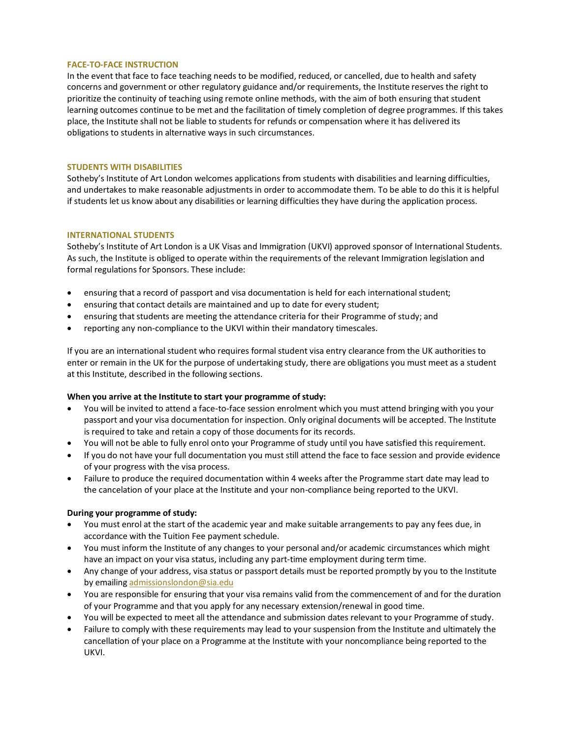## FACE-TO-FACE INSTRUCTION

In the event that face to face teaching needs to be modified, reduced, or cancelled, due to health and safety concerns and government or other regulatory guidance and/or requirements, the Institute reserves the right to prioritize the continuity of teaching using remote online methods, with the aim of both ensuring that student learning outcomes continue to be met and the facilitation of timely completion of degree programmes. If this takes place, the Institute shall not be liable to students for refunds or compensation where it has delivered its obligations to students in alternative ways in such circumstances.

## STUDENTS WITH DISABILITIES

Sotheby's Institute of Art London welcomes applications from students with disabilities and learning difficulties, and undertakes to make reasonable adjustments in order to accommodate them. To be able to do this it is helpful if students let us know about any disabilities or learning difficulties they have during the application process.

## INTERNATIONAL STUDENTS

Sotheby's Institute of Art London is a UK Visas and Immigration (UKVI) approved sponsor of International Students. As such, the Institute is obliged to operate within the requirements of the relevant Immigration legislation and formal regulations for Sponsors. These include:

- ensuring that a record of passport and visa documentation is held for each international student;
- ensuring that contact details are maintained and up to date for every student;
- ensuring that students are meeting the attendance criteria for their Programme of study; and
- reporting any non-compliance to the UKVI within their mandatory timescales.

If you are an international student who requires formal student visa entry clearance from the UK authorities to enter or remain in the UK for the purpose of undertaking study, there are obligations you must meet as a student at this Institute, described in the following sections.

**When you arrive at the Institute to start your programme of study:**

- You will be invited to attend a face-to-face session enrolment which you must attend bringing with you your passport and your visa documentation for inspection. Only original documents will be accepted. The Institute is required to take and retain a copy of those documents for its records.
- You will not be able to fully enrol onto your Programme of study until you have satisfied this requirement.
- If you do not have your full documentation you must still attend the face to face session and provide evidence of your progress with the visa process.
- Failure to produce the required documentation within 4 weeks after the Programme start date may lead to the cancelation of your place at the Institute and your non-compliance being reported to the UKVI.

**During your programme of study:**

- You must enrol at the start of the academic year and make suitable arrangements to pay any fees due, in accordance with the Tuition Fee payment schedule.
- You must inform the Institute of any changes to your personal and/or academic circumstances which might have an impact on your visa status, including any part-time employment during term time.
- Any change of your address, visa status or passport details must be reported promptly by you to the Institute by emailing admissionslondon@sia.edu
- You are responsible for ensuring that your visa remains valid from the commencement of and for the duration of your Programme and that you apply for any necessary extension/renewal in good time.
- You will be expected to meet all the attendance and submission dates relevant to your Programme of study.
- Failure to comply with these requirements may lead to your suspension from the Institute and ultimately the cancellation of your place on a Programme at the Institute with your noncompliance being reported to the UKVI.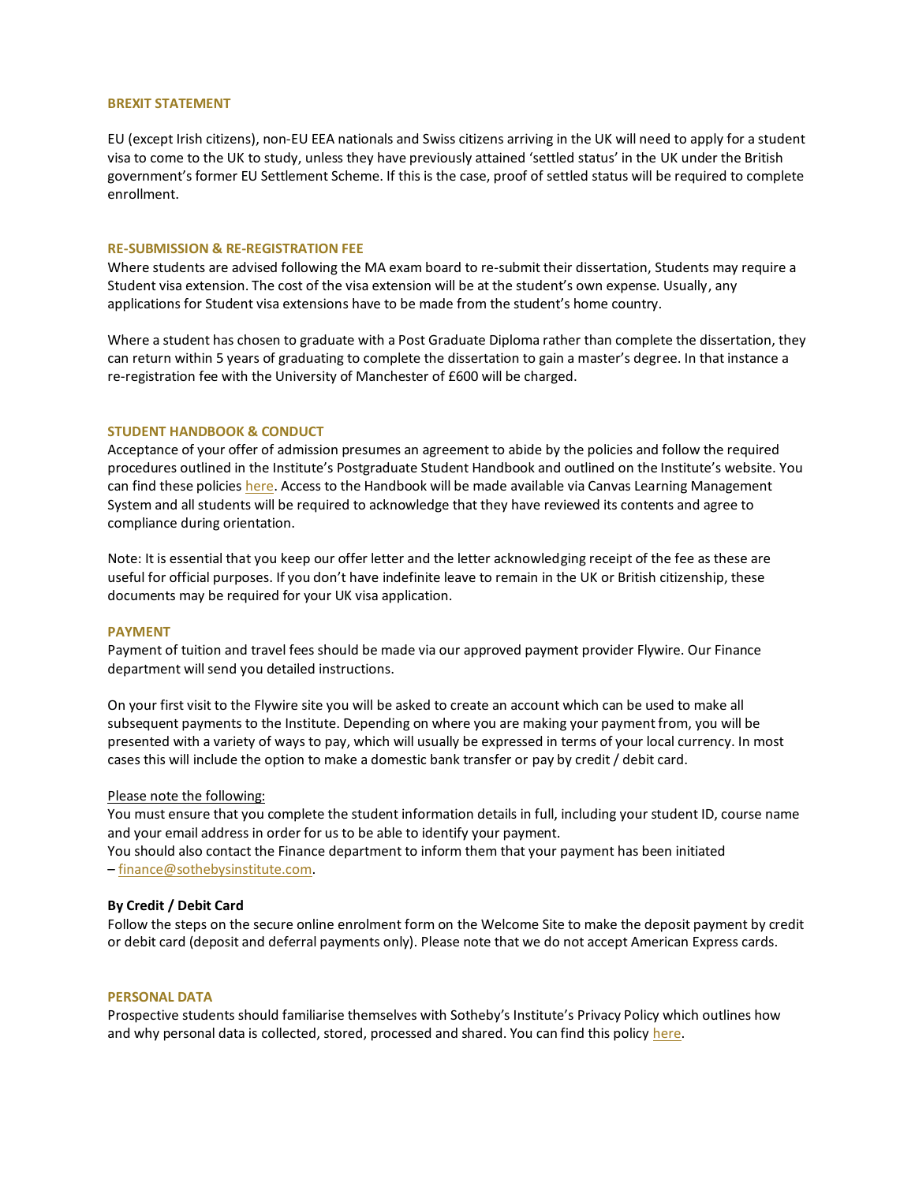## BREXIT STATEMENT

EU (except Irish citizens), non-EU EEA nationals and Swiss citizens arriving in the UK will need to apply for a student visa to come to the UK to study, unless they have previously attained 'settled status' in the UK under the British government's former EU Settlement Scheme. If this is the case, proof of settled status will be required to complete enrollment.

## RE-SUBMISSION & RE-REGISTRATION FEE

Where students are advised following the MA exam board to re-submit their dissertation, Students may require a Student visa extension. The cost of the visa extension will be at the student's own expense. Usually, any applications for Student visa extensions have to be made from the student's home country.

Where a student has chosen to graduate with a Post Graduate Diploma rather than complete the dissertation, they can return within 5 years of graduating to complete the dissertation to gain a master's degree. In that instance a re-registration fee with the University of Manchester of £600 will be charged.

## STUDENT HANDBOOK & CONDUCT

Acceptance of your offer of admission presumes an agreement to abide by the policies and follow the required procedures outlined in the Institute's Postgraduate Student Handbook and outlined on the Institute's website. You can find these policies here. Access to the Handbook will be made available via Canvas Learning Management System and all students will be required to acknowledge that they have reviewed its contents and agree to compliance during orientation.

Note: It is essential that you keep our offer letter and the letter acknowledging receipt of the fee as these are useful for official purposes. If you don't have indefinite leave to remain in the UK or British citizenship, these documents may be required for your UK visa application.

## PAYMENT

Payment of tuition and travel fees should be made via our approved payment provider Flywire. Our Finance department will send you detailed instructions.

On your first visit to the Flywire site you will be asked to create an account which can be used to make all subsequent payments to the Institute. Depending on where you are making your payment from, you will be presented with a variety of ways to pay, which will usually be expressed in terms of your local currency. In most cases this will include the option to make a domestic bank transfer or pay by credit / debit card.

Please note the following:

You must ensure that you complete the student information details in full, including your student ID, course name and your email address in order for us to be able to identify your payment.

You should also contact the Finance department to inform them that your payment has been initiated – finance@sothebysinstitute.com.

**By Credit / Debit Card**

Follow the steps on the secure online enrolment form on the Welcome Site to make the deposit payment by credit or debit card (deposit and deferral payments only). Please note that we do not accept American Express cards.

## PERSONAL DATA

Prospective students should familiarise themselves with Sotheby's Institute's Privacy Policy which outlines how and why personal data is collected, stored, processed and shared. You can find this policy here.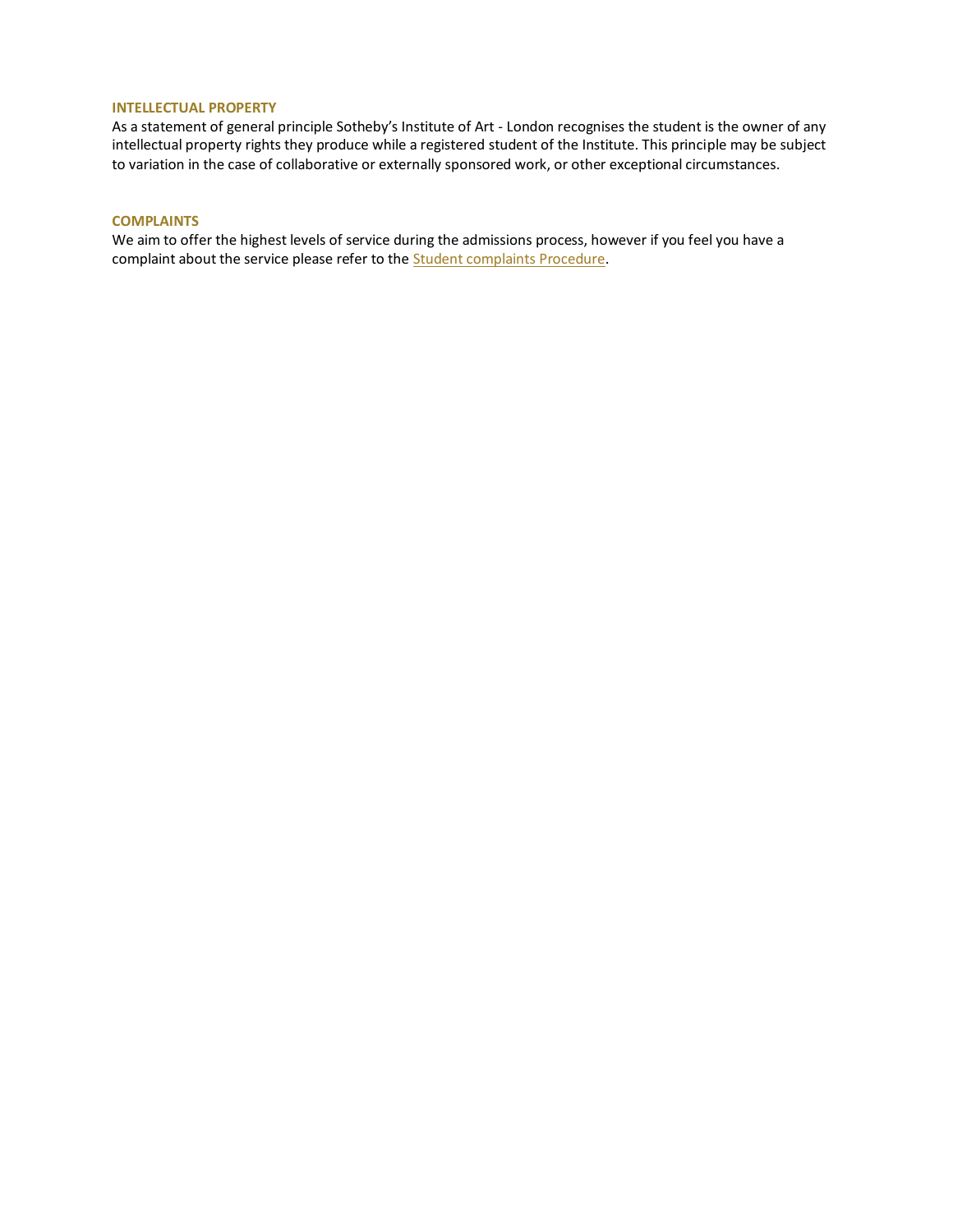## INTELLECTUAL PROPERTY

As a statement of general principle Sotheby's Institute of Art - London recognises the student is the owner of any intellectual property rights they produce while a registered student of the Institute. This principle may be subject to variation in the case of collaborative or externally sponsored work, or other exceptional circumstances.

## COMPLAINTS

We aim to offer the highest levels of service during the admissions process, however if you feel you have a complaint about the service please refer to the Student complaints Procedure.